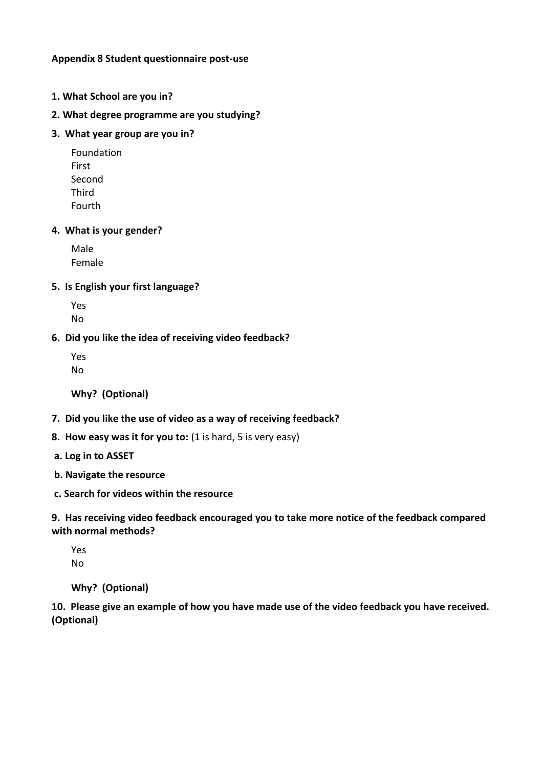**Appendix 8 Student questionnaire post-use**

**1. What School are you in?**

**2. What degree programme are you studying?**

**3. What year group are you in?**

Foundation
First
Second
Third
Fourth

**4. What is your gender?**

Male
Female

**5. Is English your first language?**

Yes
No

**6. Did you like the idea of receiving video feedback?**

Yes
No

**Why? (Optional)**

**7. Did you like the use of video as a way of receiving feedback?**

**8. How easy was it for you to:** (1 is hard, 5 is very easy)

**a. Log in to ASSET**

**b. Navigate the resource**

**c. Search for videos within the resource**

**9. Has receiving video feedback encouraged you to take more notice of the feedback compared with normal methods?**

Yes
No

**Why? (Optional)**

**10. Please give an example of how you have made use of the video feedback you have received. (Optional)**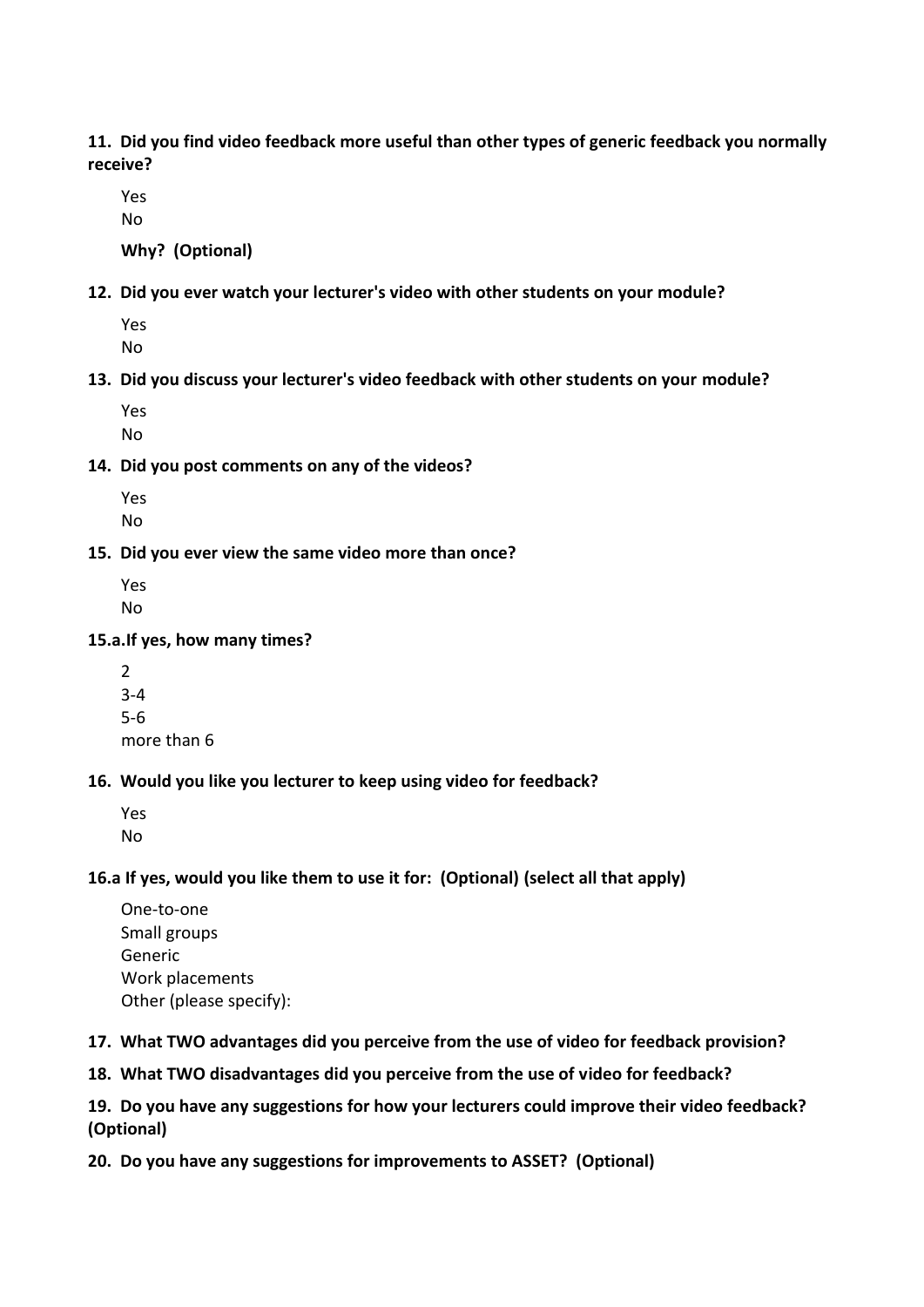**11. Did you find video feedback more useful than other types of generic feedback you normally receive?**

Yes
No

**Why? (Optional)**

**12. Did you ever watch your lecturer's video with other students on your module?**

Yes
No

**13. Did you discuss your lecturer's video feedback with other students on your module?**

Yes
No

**14. Did you post comments on any of the videos?**

Yes
No

**15. Did you ever view the same video more than once?**

Yes
No

**15.a. If yes, how many times?**

2
3-4
5-6
more than 6

**16. Would you like you lecturer to keep using video for feedback?**

Yes
No

**16.a If yes, would you like them to use it for: (Optional) (select all that apply)**

One-to-one
Small groups
Generic
Work placements
Other (please specify):

**17. What TWO advantages did you perceive from the use of video for feedback provision?**

**18. What TWO disadvantages did you perceive from the use of video for feedback?**

**19. Do you have any suggestions for how your lecturers could improve their video feedback? (Optional)**

**20. Do you have any suggestions for improvements to ASSET? (Optional)**